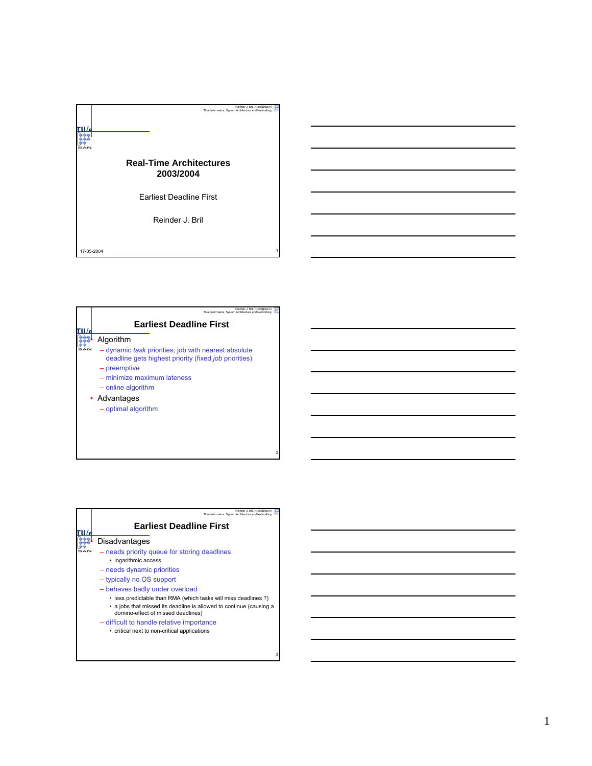# Real-Time Architectures 2003/2004

Earliest Deadline First

Reinder J. Bril

17-05-2004

## Earliest Deadline First

- Algorithm
  - dynamic *task* priorities; job with nearest absolute deadline gets highest priority (fixed *job* priorities)
  - preemptive
  - minimize maximum lateness
  - online algorithm
- Advantages
  - optimal algorithm

## Earliest Deadline First

- Disadvantages
  - needs priority queue for storing deadlines
    - logarithmic access
  - needs dynamic priorities
  - typically no OS support
  - behaves badly under overload
    - less predictable than RMA (which tasks will miss deadlines ?)
    - a jobs that missed its deadline is allowed to continue (causing a domino-effect of missed deadlines)
  - difficult to handle relative importance
    - critical next to non-critical applications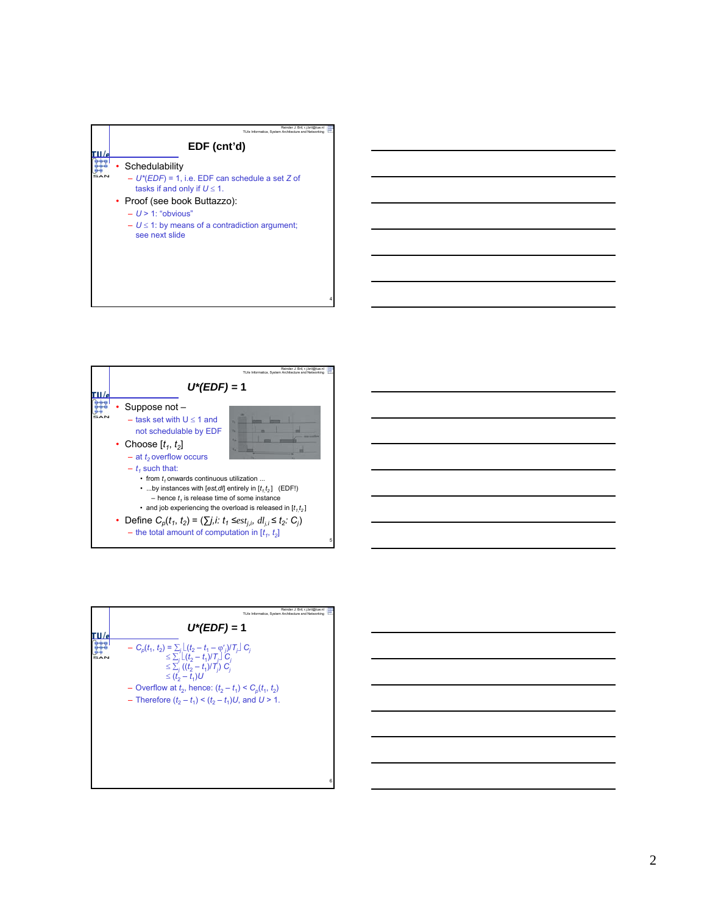## EDF (cnt'd)

- Schedulability
  - $U^*(EDF) = 1$, i.e. EDF can schedule a set $Z$ of tasks if and only if $U \leq 1$.
- Proof (see book Buttazzo):
  - $U > 1$: "obvious"
  - $U \leq 1$: by means of a contradiction argument; see next slide

## $U^*(EDF) = 1$

- Suppose not –
  - task set with $U \leq 1$ and not schedulable by EDF
- Choose $[t_1, t_2]$
  - at $t_2$ overflow occurs
  - $t_1$ such that:
    - from $t_1$ onwards continuous utilization ...
    - ...by instances with $[est, dl]$ entirely in $[t_1, t_2]$ (EDF!)
      - hence $t_1$ is release time of some instance
    - and job experiencing the overload is released in $[t_1, t_2]$
- Define $C_p(t_1, t_2) = (\sum j,i\colon t_1 \leq est_{j,i},\ dl_{j,i} \leq t_2\colon C_j)$
  - the total amount of computation in $[t_1, t_2]$

## $U^*(EDF) = 1$

- $C_p(t_1, t_2) = \sum_j \lfloor (t_2 - t_1 - \varphi'_j)/T_j \rfloor C_j$
  $\leq \sum_j \lfloor (t_2 - t_1)/T_j \rfloor C_j$
  $\leq \sum_j ((t_2 - t_1)/T_j)\ C_j$
  $\leq (t_2 - t_1)U$
- Overflow at $t_2$, hence: $(t_2 - t_1) < C_p(t_1, t_2)$
- Therefore $(t_2 - t_1) < (t_2 - t_1)U$, and $U > 1$.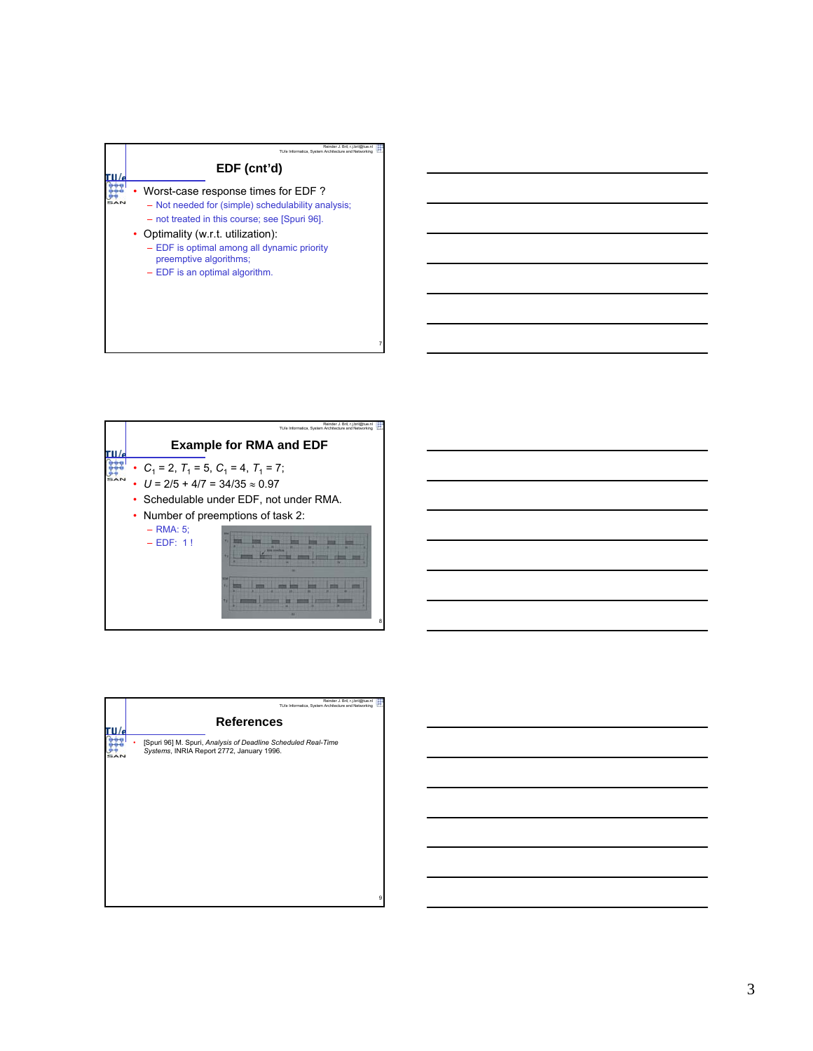## EDF (cnt'd)

- Worst-case response times for EDF ?
  - Not needed for (simple) schedulability analysis;
  - not treated in this course; see [Spuri 96].
- Optimality (w.r.t. utilization):
  - EDF is optimal among all dynamic priority preemptive algorithms;
  - EDF is an optimal algorithm.

## Example for RMA and EDF

- $C_1 = 2$, $T_1 = 5$, $C_1 = 4$, $T_1 = 7$;
- $U = 2/5 + 4/7 = 34/35 \approx 0.97$
- Schedulable under EDF, not under RMA.
- Number of preemptions of task 2:
  - RMA: 5;
  - EDF: 1 !

## References

- [Spuri 96] M. Spuri, *Analysis of Deadline Scheduled Real-Time Systems*, INRIA Report 2772, January 1996.